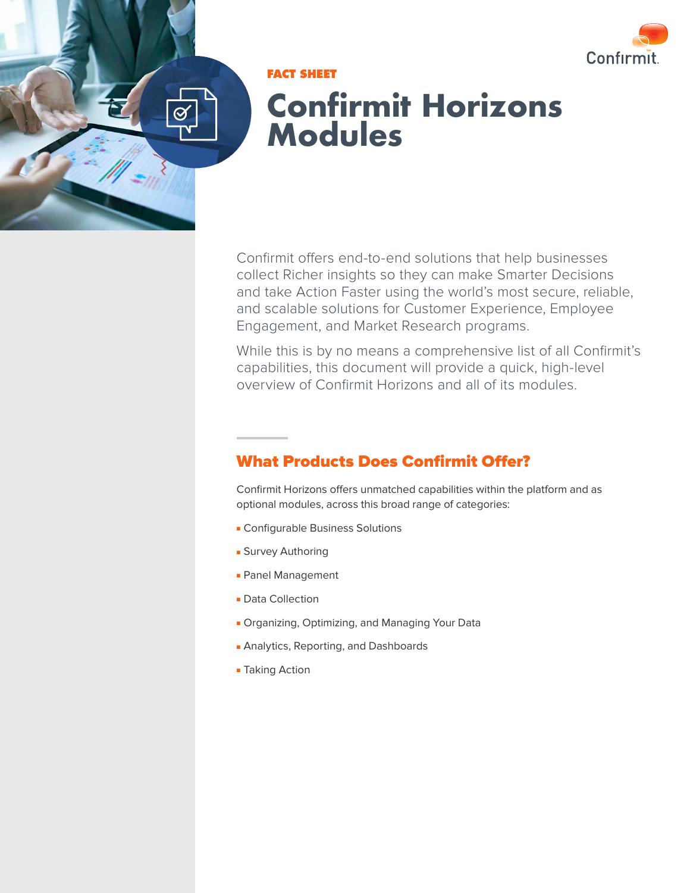FACT SHEET

# Confirmit Horizons Modules

Confirmit offers end-to-end solutions that help businesses collect Richer insights so they can make Smarter Decisions and take Action Faster using the world's most secure, reliable, and scalable solutions for Customer Experience, Employee Engagement, and Market Research programs.

While this is by no means a comprehensive list of all Confirmit's capabilities, this document will provide a quick, high-level overview of Confirmit Horizons and all of its modules.

## What Products Does Confirmit Offer?

Confirmit Horizons offers unmatched capabilities within the platform and as optional modules, across this broad range of categories:

- Configurable Business Solutions
- Survey Authoring
- Panel Management
- Data Collection
- Organizing, Optimizing, and Managing Your Data
- Analytics, Reporting, and Dashboards
- Taking Action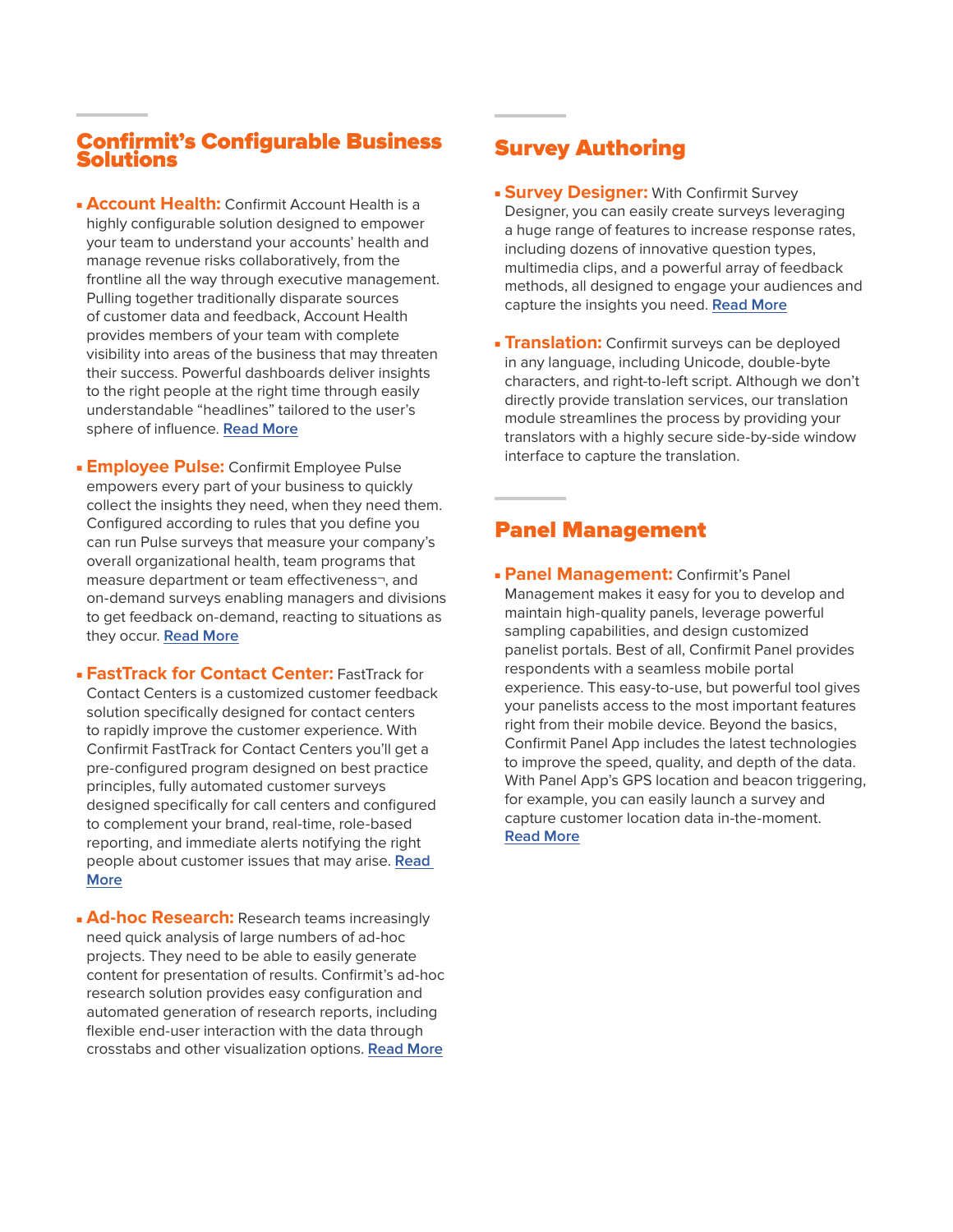## Confirmit's Configurable Business Solutions

- **Account Health:** Confirmit Account Health is a highly configurable solution designed to empower your team to understand your accounts' health and manage revenue risks collaboratively, from the frontline all the way through executive management. Pulling together traditionally disparate sources of customer data and feedback, Account Health provides members of your team with complete visibility into areas of the business that may threaten their success. Powerful dashboards deliver insights to the right people at the right time through easily understandable "headlines" tailored to the user's sphere of influence. Read More

- **Employee Pulse:** Confirmit Employee Pulse empowers every part of your business to quickly collect the insights they need, when they need them. Configured according to rules that you define you can run Pulse surveys that measure your company's overall organizational health, team programs that measure department or team effectiveness¬, and on-demand surveys enabling managers and divisions to get feedback on-demand, reacting to situations as they occur. Read More

- **FastTrack for Contact Center:** FastTrack for Contact Centers is a customized customer feedback solution specifically designed for contact centers to rapidly improve the customer experience. With Confirmit FastTrack for Contact Centers you'll get a pre-configured program designed on best practice principles, fully automated customer surveys designed specifically for call centers and configured to complement your brand, real-time, role-based reporting, and immediate alerts notifying the right people about customer issues that may arise. Read More

- **Ad-hoc Research:** Research teams increasingly need quick analysis of large numbers of ad-hoc projects. They need to be able to easily generate content for presentation of results. Confirmit's ad-hoc research solution provides easy configuration and automated generation of research reports, including flexible end-user interaction with the data through crosstabs and other visualization options. Read More

## Survey Authoring

- **Survey Designer:** With Confirmit Survey Designer, you can easily create surveys leveraging a huge range of features to increase response rates, including dozens of innovative question types, multimedia clips, and a powerful array of feedback methods, all designed to engage your audiences and capture the insights you need. Read More

- **Translation:** Confirmit surveys can be deployed in any language, including Unicode, double-byte characters, and right-to-left script. Although we don't directly provide translation services, our translation module streamlines the process by providing your translators with a highly secure side-by-side window interface to capture the translation.

## Panel Management

- **Panel Management:** Confirmit's Panel Management makes it easy for you to develop and maintain high-quality panels, leverage powerful sampling capabilities, and design customized panelist portals. Best of all, Confirmit Panel provides respondents with a seamless mobile portal experience. This easy-to-use, but powerful tool gives your panelists access to the most important features right from their mobile device. Beyond the basics, Confirmit Panel App includes the latest technologies to improve the speed, quality, and depth of the data. With Panel App's GPS location and beacon triggering, for example, you can easily launch a survey and capture customer location data in-the-moment. Read More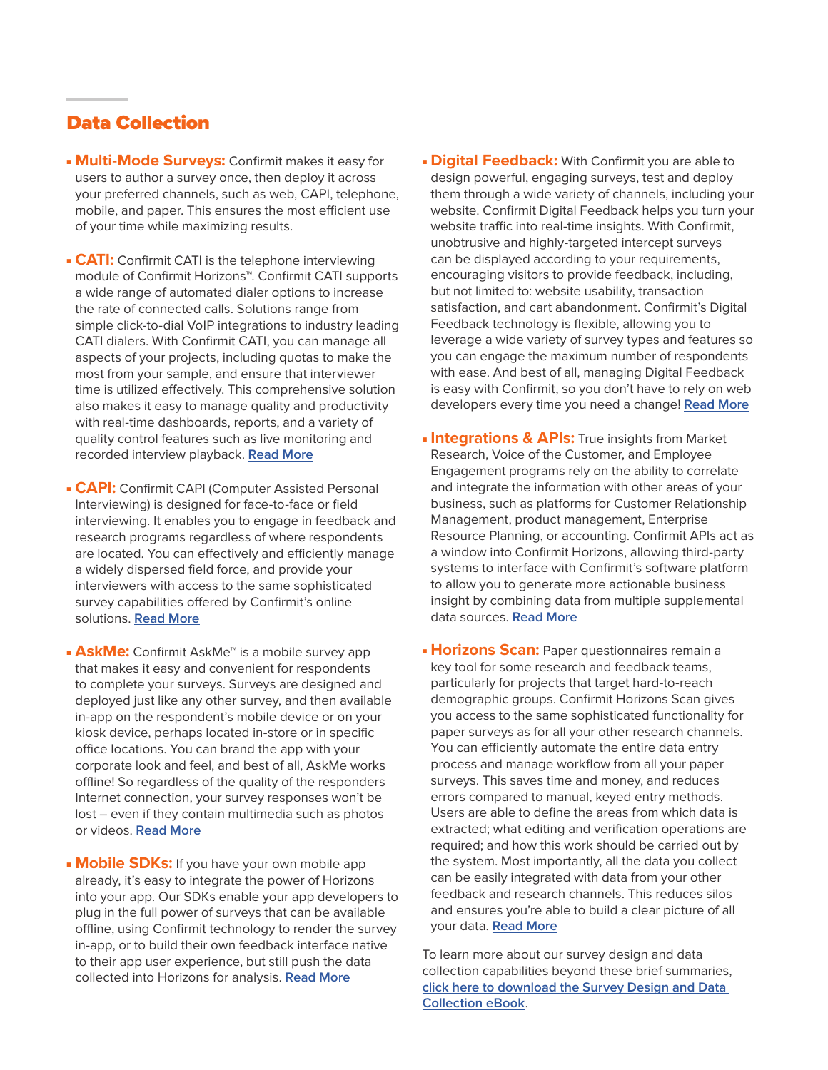## Data Collection

- **Multi-Mode Surveys:** Confirmit makes it easy for users to author a survey once, then deploy it across your preferred channels, such as web, CAPI, telephone, mobile, and paper. This ensures the most efficient use of your time while maximizing results.

- **CATI:** Confirmit CATI is the telephone interviewing module of Confirmit Horizons™. Confirmit CATI supports a wide range of automated dialer options to increase the rate of connected calls. Solutions range from simple click-to-dial VoIP integrations to industry leading CATI dialers. With Confirmit CATI, you can manage all aspects of your projects, including quotas to make the most from your sample, and ensure that interviewer time is utilized effectively. This comprehensive solution also makes it easy to manage quality and productivity with real-time dashboards, reports, and a variety of quality control features such as live monitoring and recorded interview playback. Read More

- **CAPI:** Confirmit CAPI (Computer Assisted Personal Interviewing) is designed for face-to-face or field interviewing. It enables you to engage in feedback and research programs regardless of where respondents are located. You can effectively and efficiently manage a widely dispersed field force, and provide your interviewers with access to the same sophisticated survey capabilities offered by Confirmit's online solutions. Read More

- **AskMe:** Confirmit AskMe™ is a mobile survey app that makes it easy and convenient for respondents to complete your surveys. Surveys are designed and deployed just like any other survey, and then available in-app on the respondent's mobile device or on your kiosk device, perhaps located in-store or in specific office locations. You can brand the app with your corporate look and feel, and best of all, AskMe works offline! So regardless of the quality of the responders Internet connection, your survey responses won't be lost – even if they contain multimedia such as photos or videos. Read More

- **Mobile SDKs:** If you have your own mobile app already, it's easy to integrate the power of Horizons into your app. Our SDKs enable your app developers to plug in the full power of surveys that can be available offline, using Confirmit technology to render the survey in-app, or to build their own feedback interface native to their app user experience, but still push the data collected into Horizons for analysis. Read More

- **Digital Feedback:** With Confirmit you are able to design powerful, engaging surveys, test and deploy them through a wide variety of channels, including your website. Confirmit Digital Feedback helps you turn your website traffic into real-time insights. With Confirmit, unobtrusive and highly-targeted intercept surveys can be displayed according to your requirements, encouraging visitors to provide feedback, including, but not limited to: website usability, transaction satisfaction, and cart abandonment. Confirmit's Digital Feedback technology is flexible, allowing you to leverage a wide variety of survey types and features so you can engage the maximum number of respondents with ease. And best of all, managing Digital Feedback is easy with Confirmit, so you don't have to rely on web developers every time you need a change! Read More

- **Integrations & APIs:** True insights from Market Research, Voice of the Customer, and Employee Engagement programs rely on the ability to correlate and integrate the information with other areas of your business, such as platforms for Customer Relationship Management, product management, Enterprise Resource Planning, or accounting. Confirmit APIs act as a window into Confirmit Horizons, allowing third-party systems to interface with Confirmit's software platform to allow you to generate more actionable business insight by combining data from multiple supplemental data sources. Read More

- **Horizons Scan:** Paper questionnaires remain a key tool for some research and feedback teams, particularly for projects that target hard-to-reach demographic groups. Confirmit Horizons Scan gives you access to the same sophisticated functionality for paper surveys as for all your other research channels. You can efficiently automate the entire data entry process and manage workflow from all your paper surveys. This saves time and money, and reduces errors compared to manual, keyed entry methods. Users are able to define the areas from which data is extracted; what editing and verification operations are required; and how this work should be carried out by the system. Most importantly, all the data you collect can be easily integrated with data from your other feedback and research channels. This reduces silos and ensures you're able to build a clear picture of all your data. Read More

To learn more about our survey design and data collection capabilities beyond these brief summaries, click here to download the Survey Design and Data Collection eBook.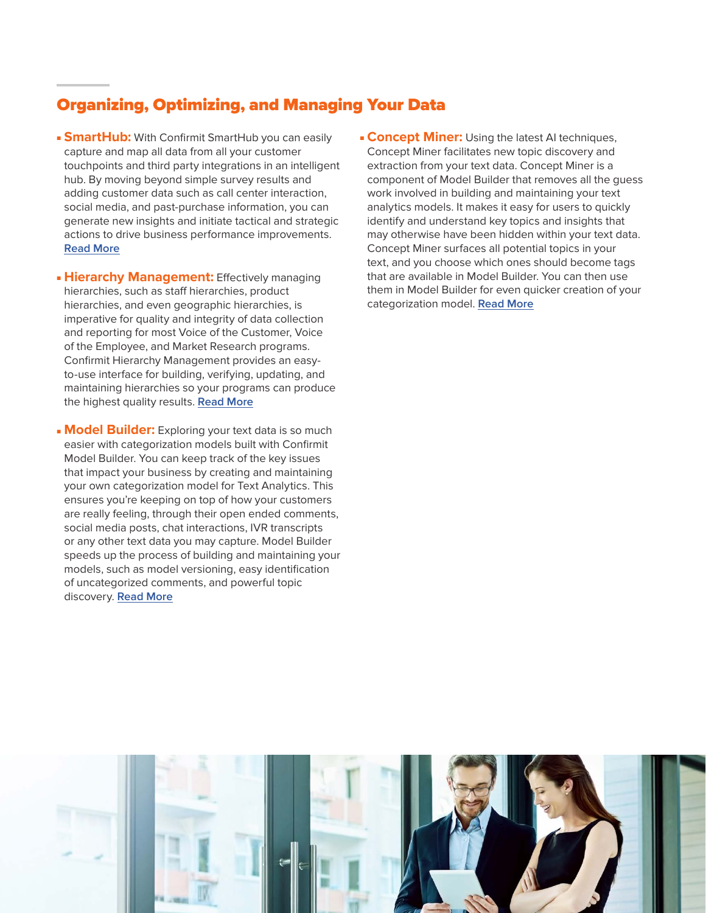## Organizing, Optimizing, and Managing Your Data

- **SmartHub:** With Confirmit SmartHub you can easily capture and map all data from all your customer touchpoints and third party integrations in an intelligent hub. By moving beyond simple survey results and adding customer data such as call center interaction, social media, and past-purchase information, you can generate new insights and initiate tactical and strategic actions to drive business performance improvements. Read More

- **Hierarchy Management:** Effectively managing hierarchies, such as staff hierarchies, product hierarchies, and even geographic hierarchies, is imperative for quality and integrity of data collection and reporting for most Voice of the Customer, Voice of the Employee, and Market Research programs. Confirmit Hierarchy Management provides an easy-to-use interface for building, verifying, updating, and maintaining hierarchies so your programs can produce the highest quality results. Read More

- **Model Builder:** Exploring your text data is so much easier with categorization models built with Confirmit Model Builder. You can keep track of the key issues that impact your business by creating and maintaining your own categorization model for Text Analytics. This ensures you're keeping on top of how your customers are really feeling, through their open ended comments, social media posts, chat interactions, IVR transcripts or any other text data you may capture. Model Builder speeds up the process of building and maintaining your models, such as model versioning, easy identification of uncategorized comments, and powerful topic discovery. Read More

- **Concept Miner:** Using the latest AI techniques, Concept Miner facilitates new topic discovery and extraction from your text data. Concept Miner is a component of Model Builder that removes all the guess work involved in building and maintaining your text analytics models. It makes it easy for users to quickly identify and understand key topics and insights that may otherwise have been hidden within your text data. Concept Miner surfaces all potential topics in your text, and you choose which ones should become tags that are available in Model Builder. You can then use them in Model Builder for even quicker creation of your categorization model. Read More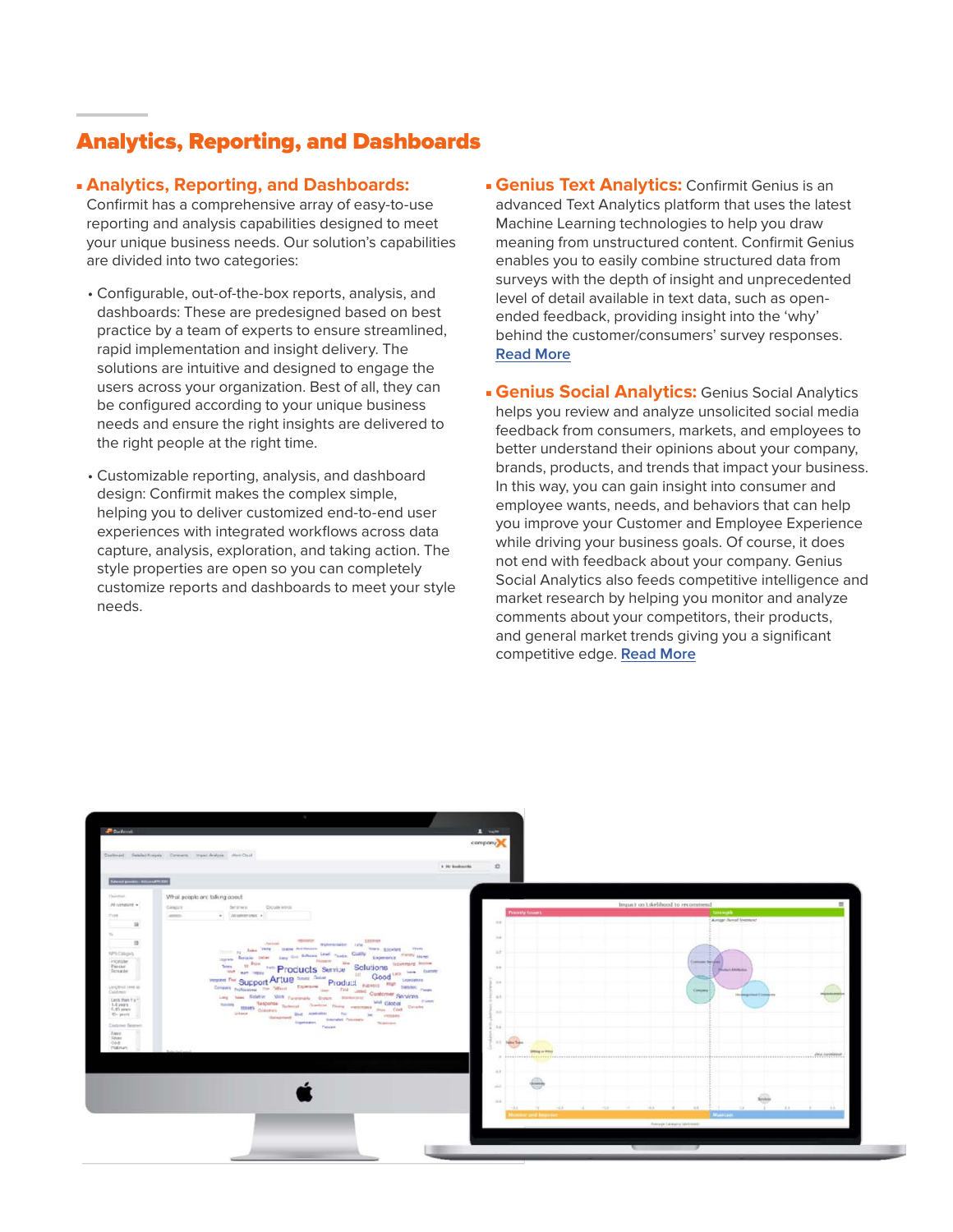# Analytics, Reporting, and Dashboards

- **Analytics, Reporting, and Dashboards:** Confirmit has a comprehensive array of easy-to-use reporting and analysis capabilities designed to meet your unique business needs. Our solution's capabilities are divided into two categories:

  - Configurable, out-of-the-box reports, analysis, and dashboards: These are predesigned based on best practice by a team of experts to ensure streamlined, rapid implementation and insight delivery. The solutions are intuitive and designed to engage the users across your organization. Best of all, they can be configured according to your unique business needs and ensure the right insights are delivered to the right people at the right time.

  - Customizable reporting, analysis, and dashboard design: Confirmit makes the complex simple, helping you to deliver customized end-to-end user experiences with integrated workflows across data capture, analysis, exploration, and taking action. The style properties are open so you can completely customize reports and dashboards to meet your style needs.

- **Genius Text Analytics:** Confirmit Genius is an advanced Text Analytics platform that uses the latest Machine Learning technologies to help you draw meaning from unstructured content. Confirmit Genius enables you to easily combine structured data from surveys with the depth of insight and unprecedented level of detail available in text data, such as open-ended feedback, providing insight into the 'why' behind the customer/consumers' survey responses. Read More

- **Genius Social Analytics:** Genius Social Analytics helps you review and analyze unsolicited social media feedback from consumers, markets, and employees to better understand their opinions about your company, brands, products, and trends that impact your business. In this way, you can gain insight into consumer and employee wants, needs, and behaviors that can help you improve your Customer and Employee Experience while driving your business goals. Of course, it does not end with feedback about your company. Genius Social Analytics also feeds competitive intelligence and market research by helping you monitor and analyze comments about your competitors, their products, and general market trends giving you a significant competitive edge. Read More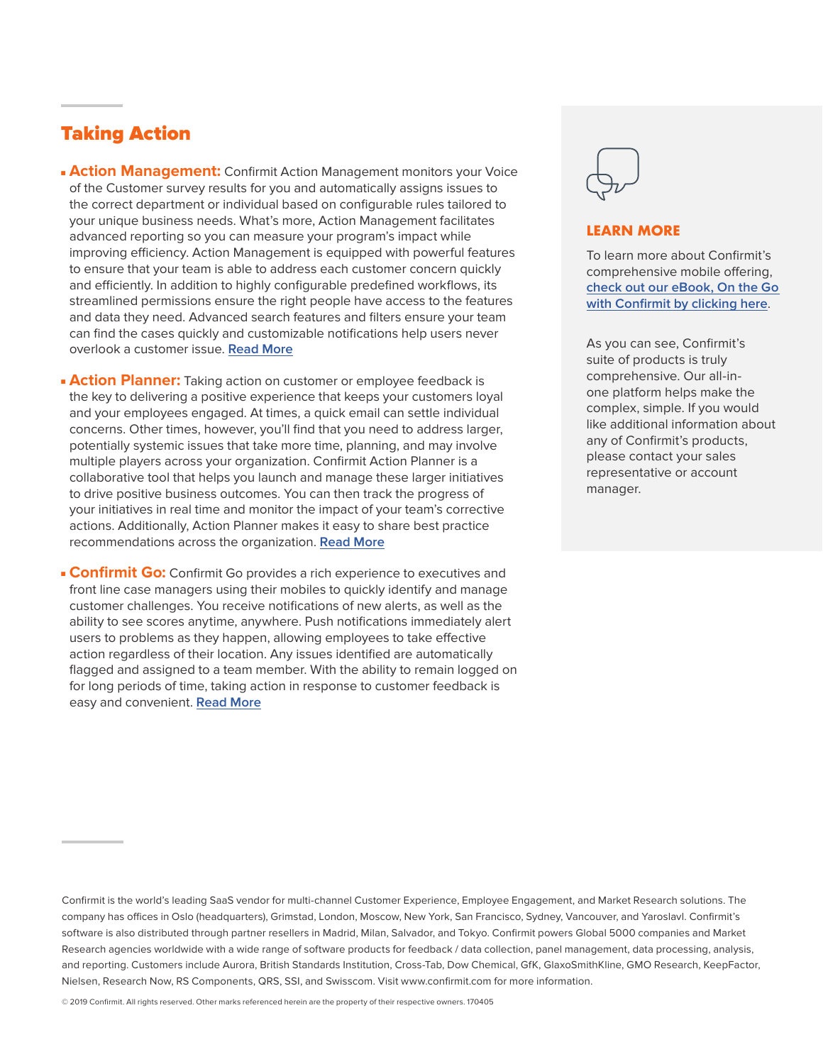## Taking Action

- **Action Management:** Confirmit Action Management monitors your Voice of the Customer survey results for you and automatically assigns issues to the correct department or individual based on configurable rules tailored to your unique business needs. What's more, Action Management facilitates advanced reporting so you can measure your program's impact while improving efficiency. Action Management is equipped with powerful features to ensure that your team is able to address each customer concern quickly and efficiently. In addition to highly configurable predefined workflows, its streamlined permissions ensure the right people have access to the features and data they need. Advanced search features and filters ensure your team can find the cases quickly and customizable notifications help users never overlook a customer issue. Read More

- **Action Planner:** Taking action on customer or employee feedback is the key to delivering a positive experience that keeps your customers loyal and your employees engaged. At times, a quick email can settle individual concerns. Other times, however, you'll find that you need to address larger, potentially systemic issues that take more time, planning, and may involve multiple players across your organization. Confirmit Action Planner is a collaborative tool that helps you launch and manage these larger initiatives to drive positive business outcomes. You can then track the progress of your initiatives in real time and monitor the impact of your team's corrective actions. Additionally, Action Planner makes it easy to share best practice recommendations across the organization. Read More

- **Confirmit Go:** Confirmit Go provides a rich experience to executives and front line case managers using their mobiles to quickly identify and manage customer challenges. You receive notifications of new alerts, as well as the ability to see scores anytime, anywhere. Push notifications immediately alert users to problems as they happen, allowing employees to take effective action regardless of their location. Any issues identified are automatically flagged and assigned to a team member. With the ability to remain logged on for long periods of time, taking action in response to customer feedback is easy and convenient. Read More

### LEARN MORE

To learn more about Confirmit's comprehensive mobile offering, check out our eBook, On the Go with Confirmit by clicking here.

As you can see, Confirmit's suite of products is truly comprehensive. Our all-in-one platform helps make the complex, simple. If you would like additional information about any of Confirmit's products, please contact your sales representative or account manager.

---

Confirmit is the world's leading SaaS vendor for multi-channel Customer Experience, Employee Engagement, and Market Research solutions. The company has offices in Oslo (headquarters), Grimstad, London, Moscow, New York, San Francisco, Sydney, Vancouver, and Yaroslavl. Confirmit's software is also distributed through partner resellers in Madrid, Milan, Salvador, and Tokyo. Confirmit powers Global 5000 companies and Market Research agencies worldwide with a wide range of software products for feedback / data collection, panel management, data processing, analysis, and reporting. Customers include Aurora, British Standards Institution, Cross-Tab, Dow Chemical, GfK, GlaxoSmithKline, GMO Research, KeepFactor, Nielsen, Research Now, RS Components, QRS, SSI, and Swisscom. Visit www.confirmit.com for more information.

© 2019 Confirmit. All rights reserved. Other marks referenced herein are the property of their respective owners. 170405